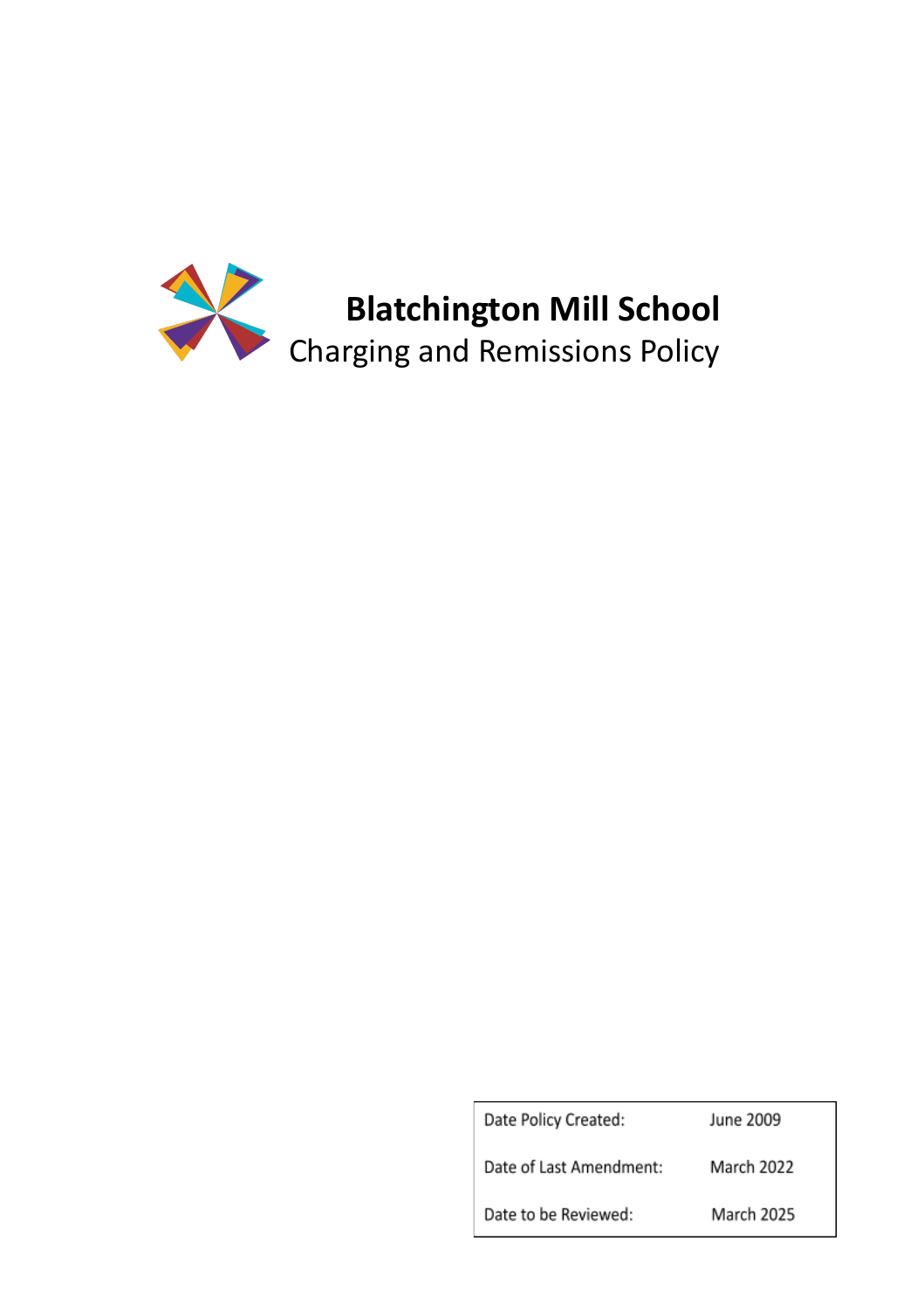# Blatchington Mill School

## Charging and Remissions Policy

| Date Policy Created: | June 2009 |
| --- | --- |
| Date of Last Amendment: | March 2022 |
| Date to be Reviewed: | March 2025 |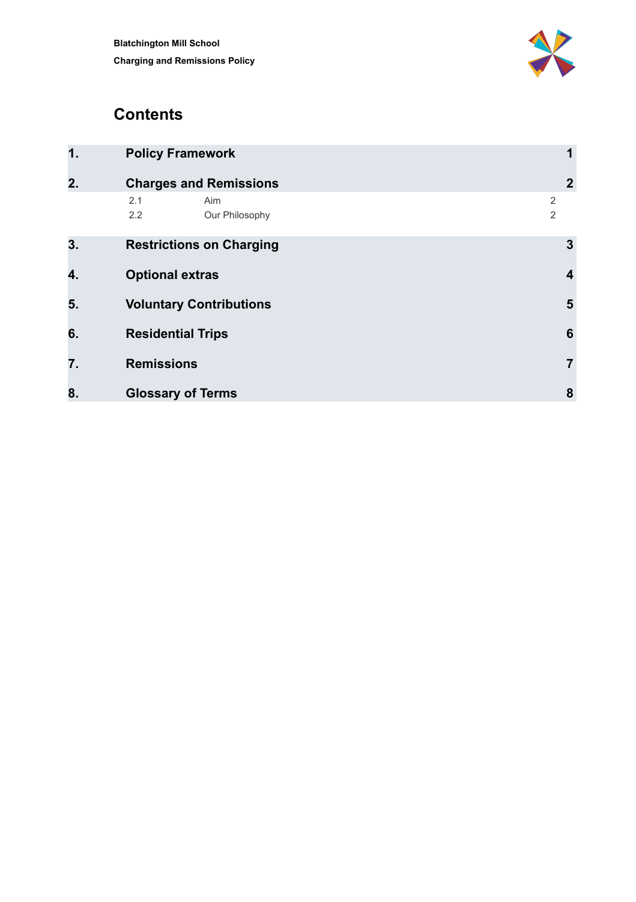# Contents

| | | |
|---|---|---|
| **1.** | **Policy Framework** | **1** |
| **2.** | **Charges and Remissions** | **2** |
| 2.1 | Aim | 2 |
| 2.2 | Our Philosophy | 2 |
| **3.** | **Restrictions on Charging** | **3** |
| **4.** | **Optional extras** | **4** |
| **5.** | **Voluntary Contributions** | **5** |
| **6.** | **Residential Trips** | **6** |
| **7.** | **Remissions** | **7** |
| **8.** | **Glossary of Terms** | **8** |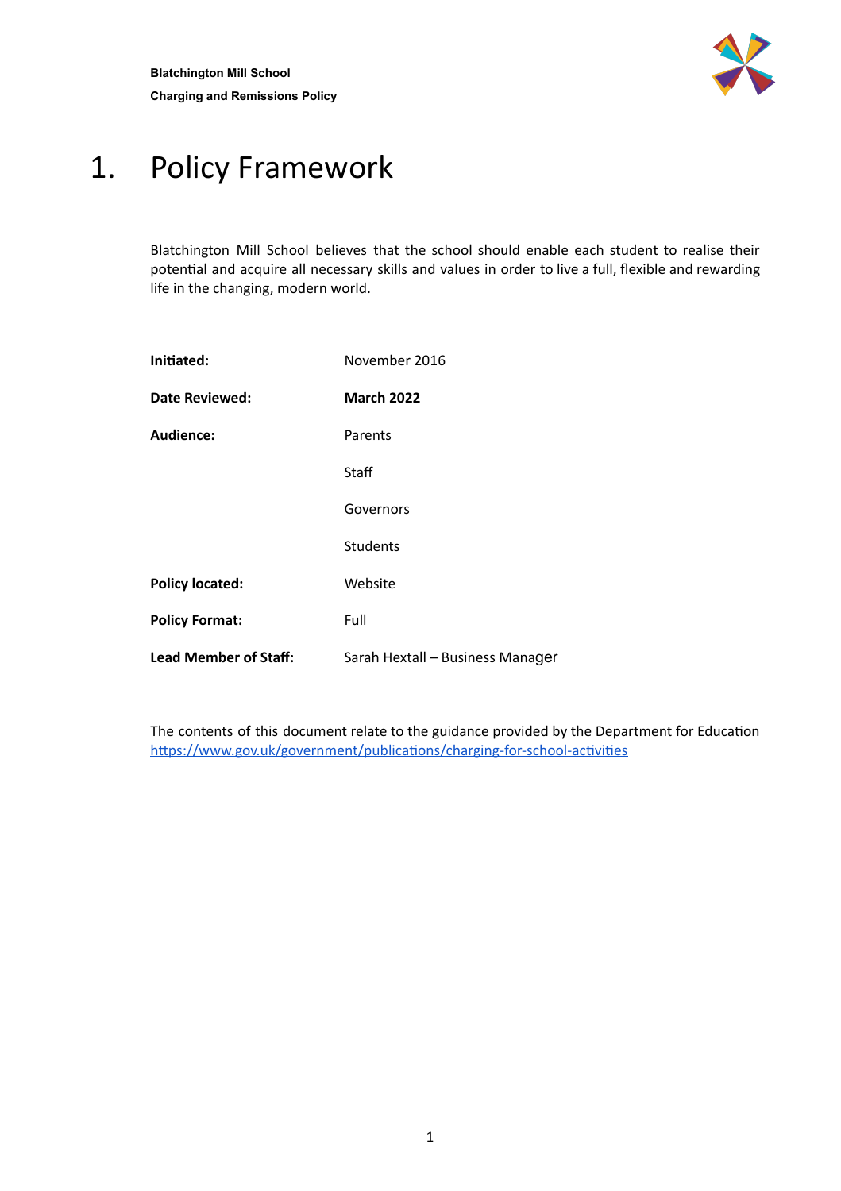# 1. Policy Framework

Blatchington Mill School believes that the school should enable each student to realise their potential and acquire all necessary skills and values in order to live a full, flexible and rewarding life in the changing, modern world.

| | |
|---|---|
| **Initiated:** | November 2016 |
| **Date Reviewed:** | **March 2022** |
| **Audience:** | Parents |
| | Staff |
| | Governors |
| | Students |
| **Policy located:** | Website |
| **Policy Format:** | Full |
| **Lead Member of Staff:** | Sarah Hextall – Business Manager |

The contents of this document relate to the guidance provided by the Department for Education https://www.gov.uk/government/publications/charging-for-school-activities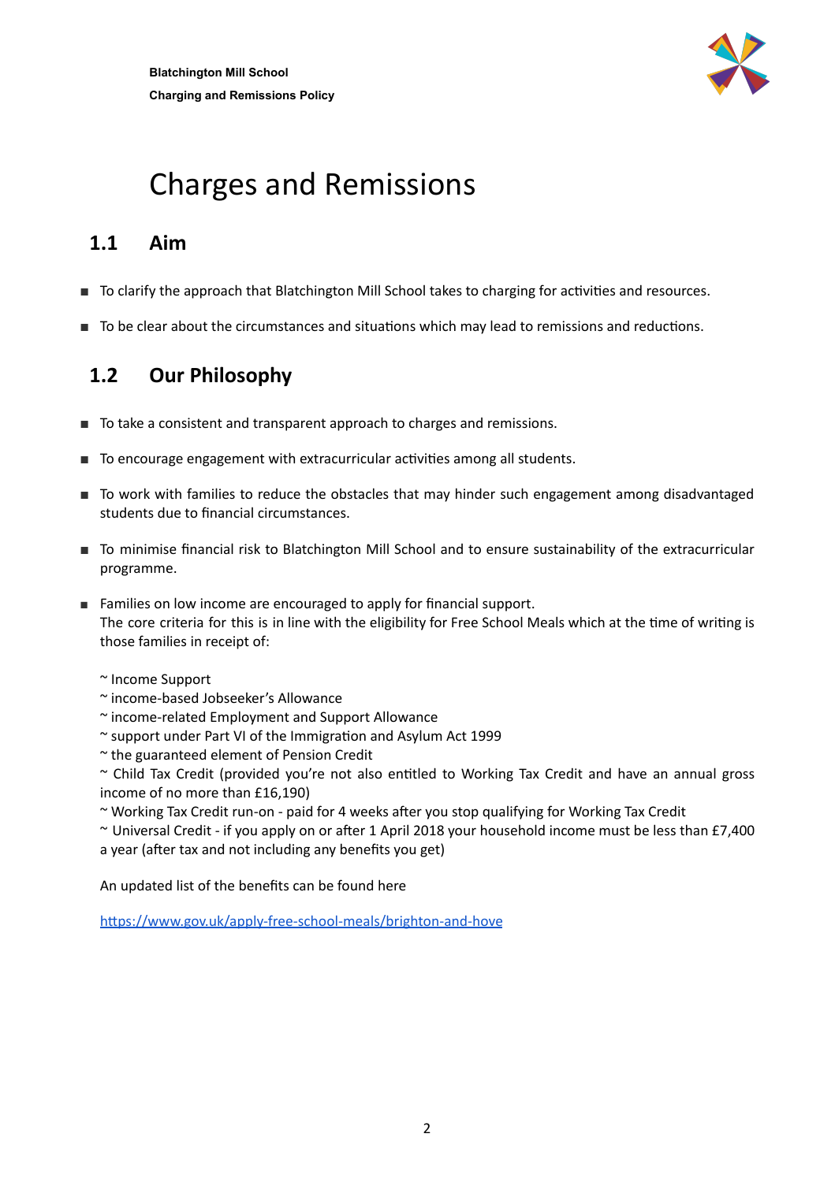# Charges and Remissions

## 1.1 Aim

- To clarify the approach that Blatchington Mill School takes to charging for activities and resources.
- To be clear about the circumstances and situations which may lead to remissions and reductions.

## 1.2 Our Philosophy

- To take a consistent and transparent approach to charges and remissions.
- To encourage engagement with extracurricular activities among all students.
- To work with families to reduce the obstacles that may hinder such engagement among disadvantaged students due to financial circumstances.
- To minimise financial risk to Blatchington Mill School and to ensure sustainability of the extracurricular programme.
- Families on low income are encouraged to apply for financial support.
  The core criteria for this is in line with the eligibility for Free School Meals which at the time of writing is those families in receipt of:

  ~ Income Support
  ~ income-based Jobseeker's Allowance
  ~ income-related Employment and Support Allowance
  ~ support under Part VI of the Immigration and Asylum Act 1999
  ~ the guaranteed element of Pension Credit
  ~ Child Tax Credit (provided you're not also entitled to Working Tax Credit and have an annual gross income of no more than £16,190)
  ~ Working Tax Credit run-on - paid for 4 weeks after you stop qualifying for Working Tax Credit
  ~ Universal Credit - if you apply on or after 1 April 2018 your household income must be less than £7,400 a year (after tax and not including any benefits you get)

  An updated list of the benefits can be found here

  https://www.gov.uk/apply-free-school-meals/brighton-and-hove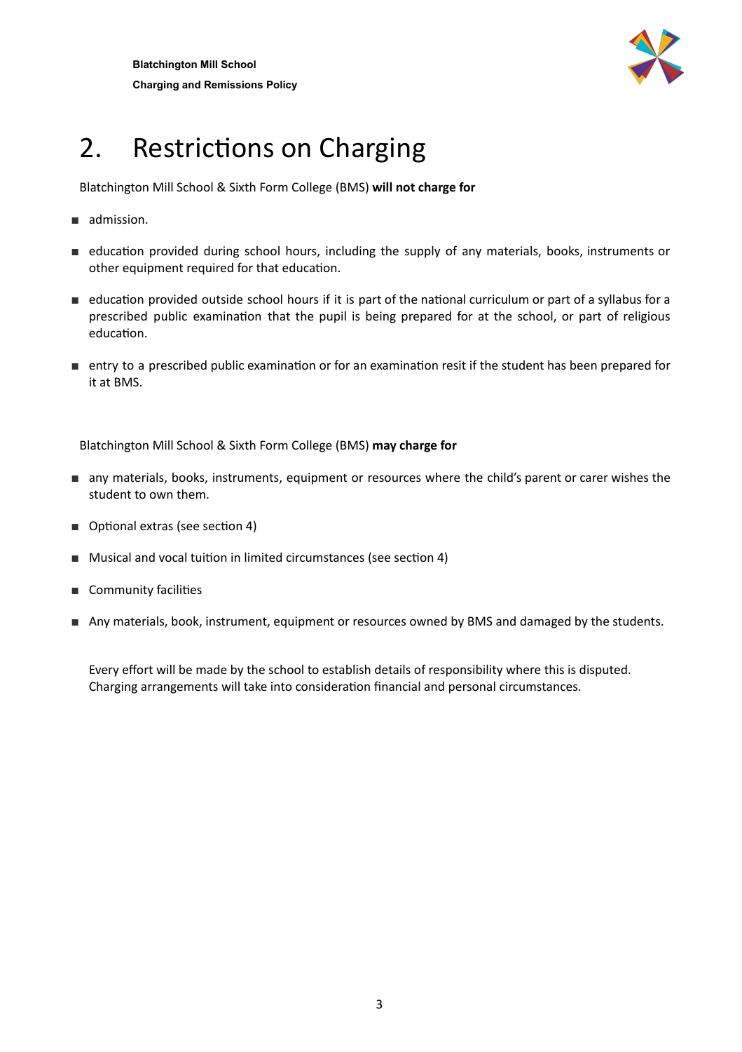# 2. Restrictions on Charging

Blatchington Mill School & Sixth Form College (BMS) **will not charge for**

- admission.
- education provided during school hours, including the supply of any materials, books, instruments or other equipment required for that education.
- education provided outside school hours if it is part of the national curriculum or part of a syllabus for a prescribed public examination that the pupil is being prepared for at the school, or part of religious education.
- entry to a prescribed public examination or for an examination resit if the student has been prepared for it at BMS.

Blatchington Mill School & Sixth Form College (BMS) **may charge for**

- any materials, books, instruments, equipment or resources where the child's parent or carer wishes the student to own them.
- Optional extras (see section 4)
- Musical and vocal tuition in limited circumstances (see section 4)
- Community facilities
- Any materials, book, instrument, equipment or resources owned by BMS and damaged by the students.

Every effort will be made by the school to establish details of responsibility where this is disputed. Charging arrangements will take into consideration financial and personal circumstances.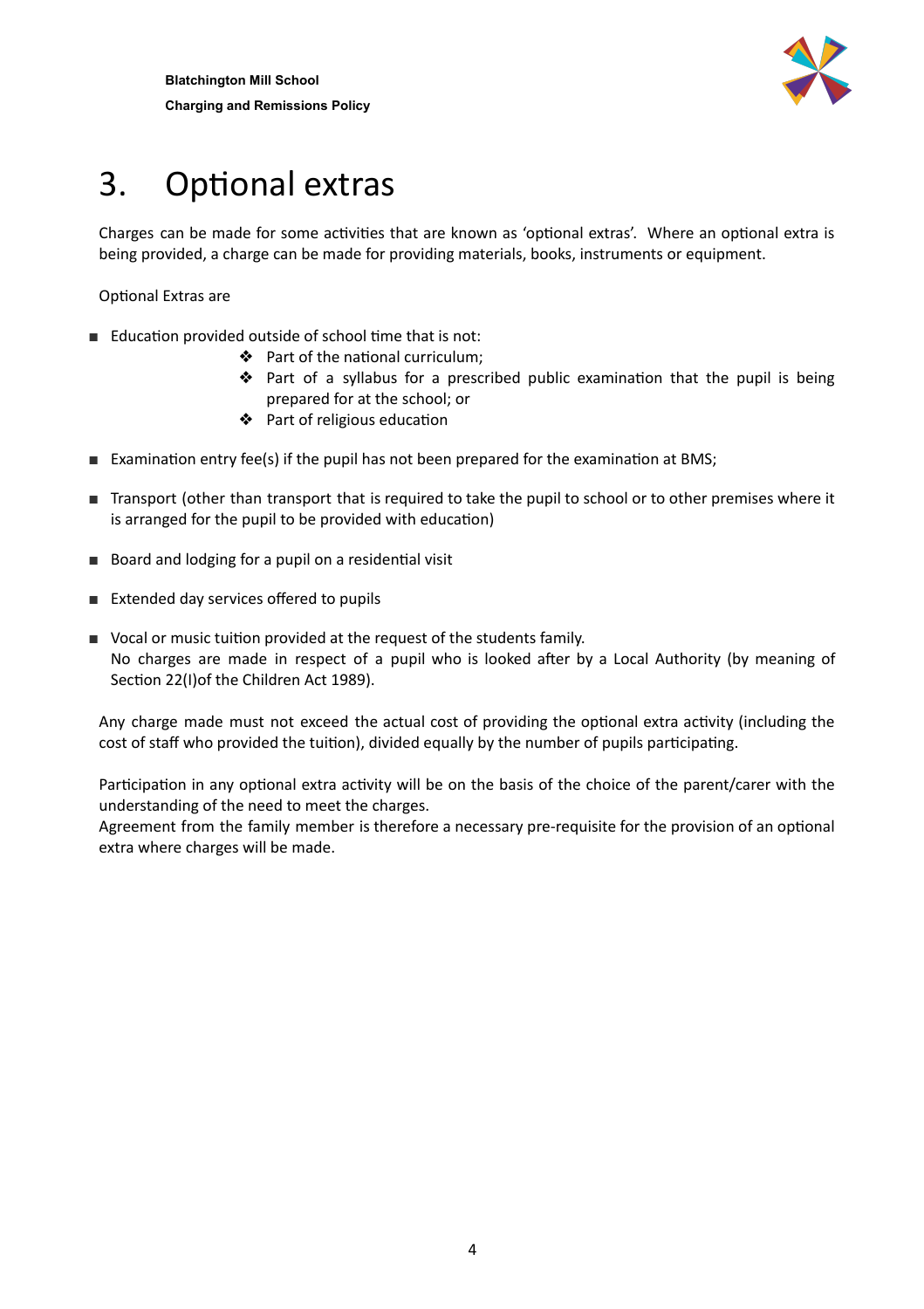# 3. Optional extras

Charges can be made for some activities that are known as 'optional extras'. Where an optional extra is being provided, a charge can be made for providing materials, books, instruments or equipment.

Optional Extras are

- Education provided outside of school time that is not:
  - Part of the national curriculum;
  - Part of a syllabus for a prescribed public examination that the pupil is being prepared for at the school; or
  - Part of religious education
- Examination entry fee(s) if the pupil has not been prepared for the examination at BMS;
- Transport (other than transport that is required to take the pupil to school or to other premises where it is arranged for the pupil to be provided with education)
- Board and lodging for a pupil on a residential visit
- Extended day services offered to pupils
- Vocal or music tuition provided at the request of the students family.
  No charges are made in respect of a pupil who is looked after by a Local Authority (by meaning of Section 22(I)of the Children Act 1989).

Any charge made must not exceed the actual cost of providing the optional extra activity (including the cost of staff who provided the tuition), divided equally by the number of pupils participating.

Participation in any optional extra activity will be on the basis of the choice of the parent/carer with the understanding of the need to meet the charges.
Agreement from the family member is therefore a necessary pre-requisite for the provision of an optional extra where charges will be made.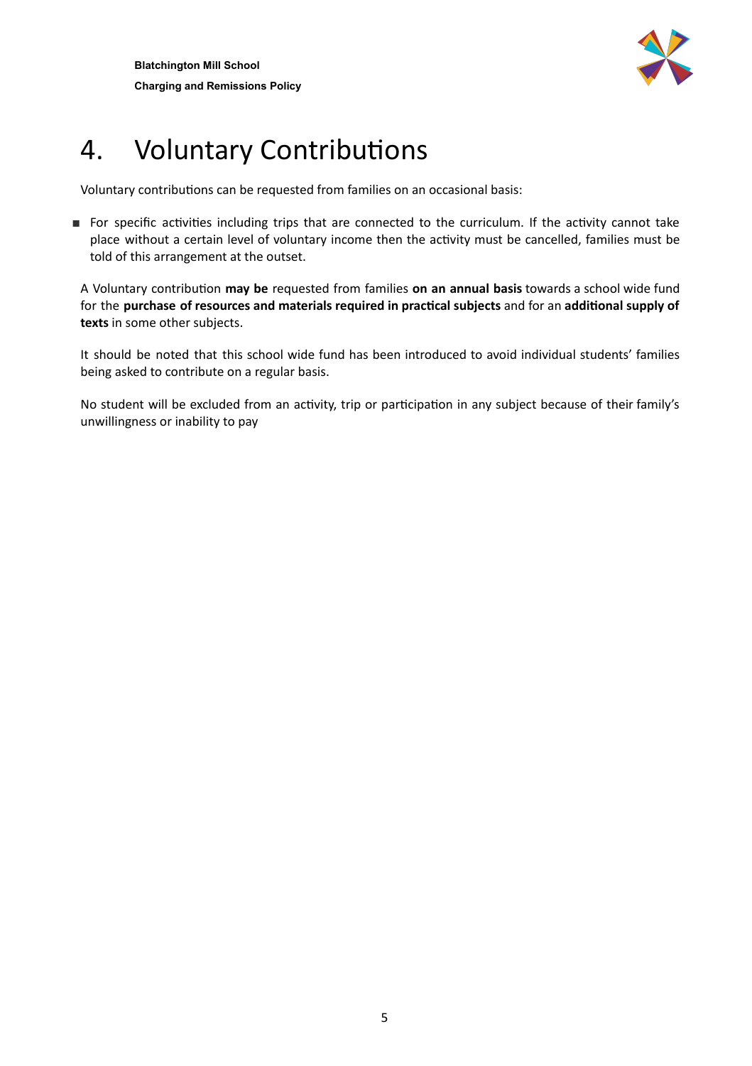# 4. Voluntary Contributions

Voluntary contributions can be requested from families on an occasional basis:

- For specific activities including trips that are connected to the curriculum. If the activity cannot take place without a certain level of voluntary income then the activity must be cancelled, families must be told of this arrangement at the outset.

A Voluntary contribution **may be** requested from families **on an annual basis** towards a school wide fund for the **purchase of resources and materials required in practical subjects** and for an **additional supply of texts** in some other subjects.

It should be noted that this school wide fund has been introduced to avoid individual students' families being asked to contribute on a regular basis.

No student will be excluded from an activity, trip or participation in any subject because of their family's unwillingness or inability to pay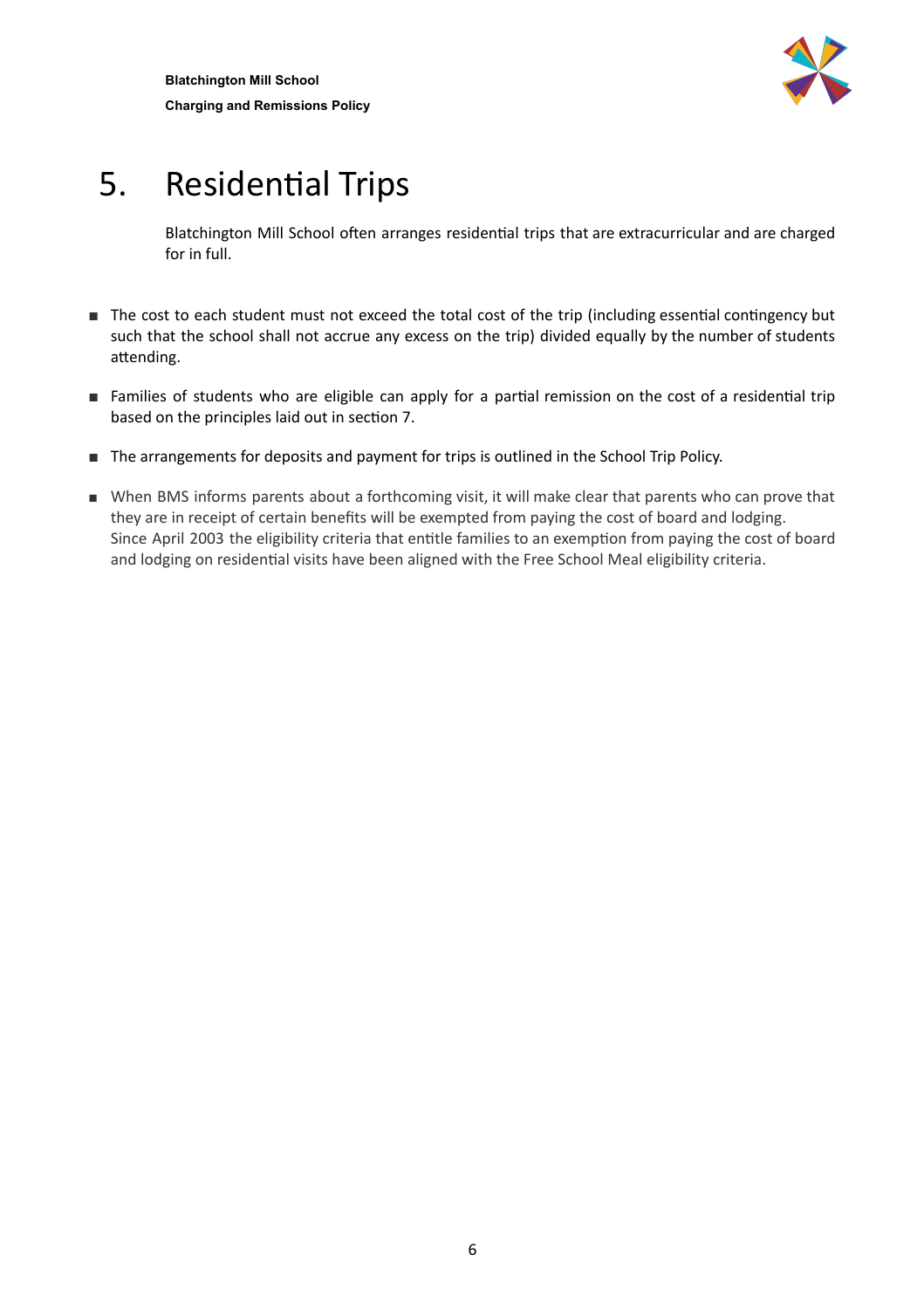# 5. Residential Trips

Blatchington Mill School often arranges residential trips that are extracurricular and are charged for in full.

- The cost to each student must not exceed the total cost of the trip (including essential contingency but such that the school shall not accrue any excess on the trip) divided equally by the number of students attending.
- Families of students who are eligible can apply for a partial remission on the cost of a residential trip based on the principles laid out in section 7.
- The arrangements for deposits and payment for trips is outlined in the School Trip Policy.
- When BMS informs parents about a forthcoming visit, it will make clear that parents who can prove that they are in receipt of certain benefits will be exempted from paying the cost of board and lodging. Since April 2003 the eligibility criteria that entitle families to an exemption from paying the cost of board and lodging on residential visits have been aligned with the Free School Meal eligibility criteria.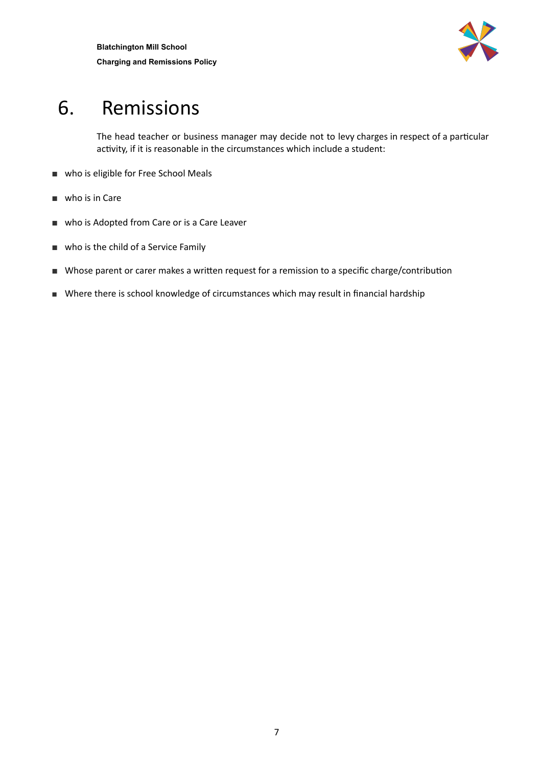# 6. Remissions

The head teacher or business manager may decide not to levy charges in respect of a particular activity, if it is reasonable in the circumstances which include a student:

- who is eligible for Free School Meals
- who is in Care
- who is Adopted from Care or is a Care Leaver
- who is the child of a Service Family
- Whose parent or carer makes a written request for a remission to a specific charge/contribution
- Where there is school knowledge of circumstances which may result in financial hardship